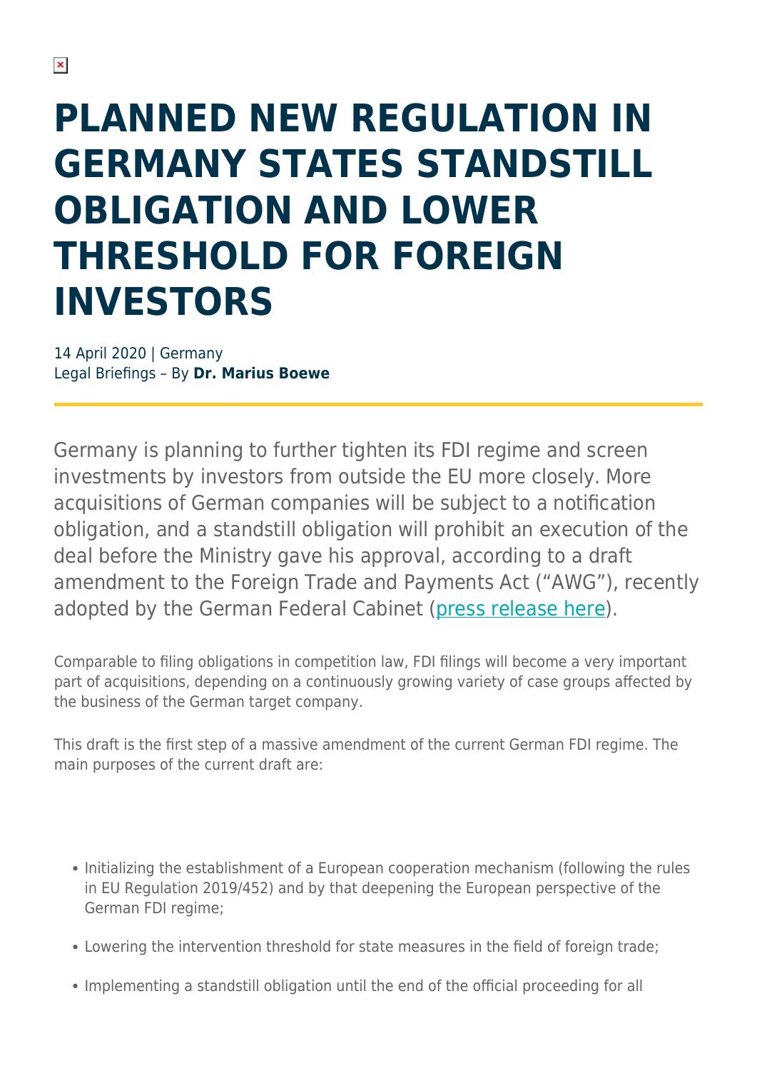# PLANNED NEW REGULATION IN GERMANY STATES STANDSTILL OBLIGATION AND LOWER THRESHOLD FOR FOREIGN INVESTORS

14 April 2020 | Germany
Legal Briefings – By **Dr. Marius Boewe**

Germany is planning to further tighten its FDI regime and screen investments by investors from outside the EU more closely. More acquisitions of German companies will be subject to a notification obligation, and a standstill obligation will prohibit an execution of the deal before the Ministry gave his approval, according to a draft amendment to the Foreign Trade and Payments Act ("AWG"), recently adopted by the German Federal Cabinet (press release here).

Comparable to filing obligations in competition law, FDI filings will become a very important part of acquisitions, depending on a continuously growing variety of case groups affected by the business of the German target company.

This draft is the first step of a massive amendment of the current German FDI regime. The main purposes of the current draft are:

- Initializing the establishment of a European cooperation mechanism (following the rules in EU Regulation 2019/452) and by that deepening the European perspective of the German FDI regime;
- Lowering the intervention threshold for state measures in the field of foreign trade;
- Implementing a standstill obligation until the end of the official proceeding for all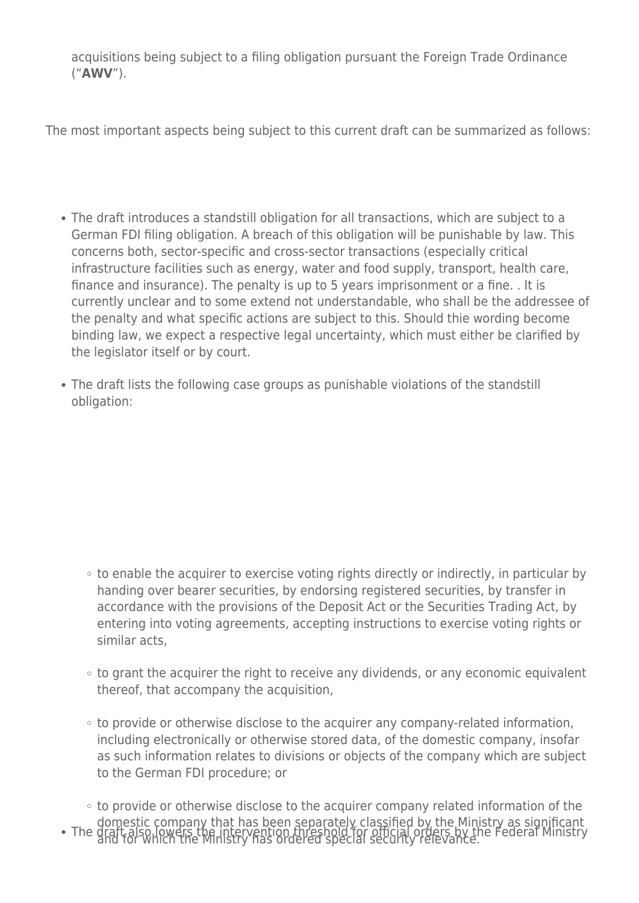acquisitions being subject to a filing obligation pursuant the Foreign Trade Ordinance (“**AWV**”).

The most important aspects being subject to this current draft can be summarized as follows:

- The draft introduces a standstill obligation for all transactions, which are subject to a German FDI filing obligation. A breach of this obligation will be punishable by law. This concerns both, sector-specific and cross-sector transactions (especially critical infrastructure facilities such as energy, water and food supply, transport, health care, finance and insurance). The penalty is up to 5 years imprisonment or a fine. . It is currently unclear and to some extend not understandable, who shall be the addressee of the penalty and what specific actions are subject to this. Should thie wording become binding law, we expect a respective legal uncertainty, which must either be clarified by the legislator itself or by court.
- The draft lists the following case groups as punishable violations of the standstill obligation:
  - to enable the acquirer to exercise voting rights directly or indirectly, in particular by handing over bearer securities, by endorsing registered securities, by transfer in accordance with the provisions of the Deposit Act or the Securities Trading Act, by entering into voting agreements, accepting instructions to exercise voting rights or similar acts,
  - to grant the acquirer the right to receive any dividends, or any economic equivalent thereof, that accompany the acquisition,
  - to provide or otherwise disclose to the acquirer any company-related information, including electronically or otherwise stored data, of the domestic company, insofar as such information relates to divisions or objects of the company which are subject to the German FDI procedure; or
  - to provide or otherwise disclose to the acquirer company related information of the domestic company that has been separately classified by the Ministry as significant and for which the Ministry has ordered special security relevance.
- The draft also lowers the intervention threshold for official orders by the Federal Ministry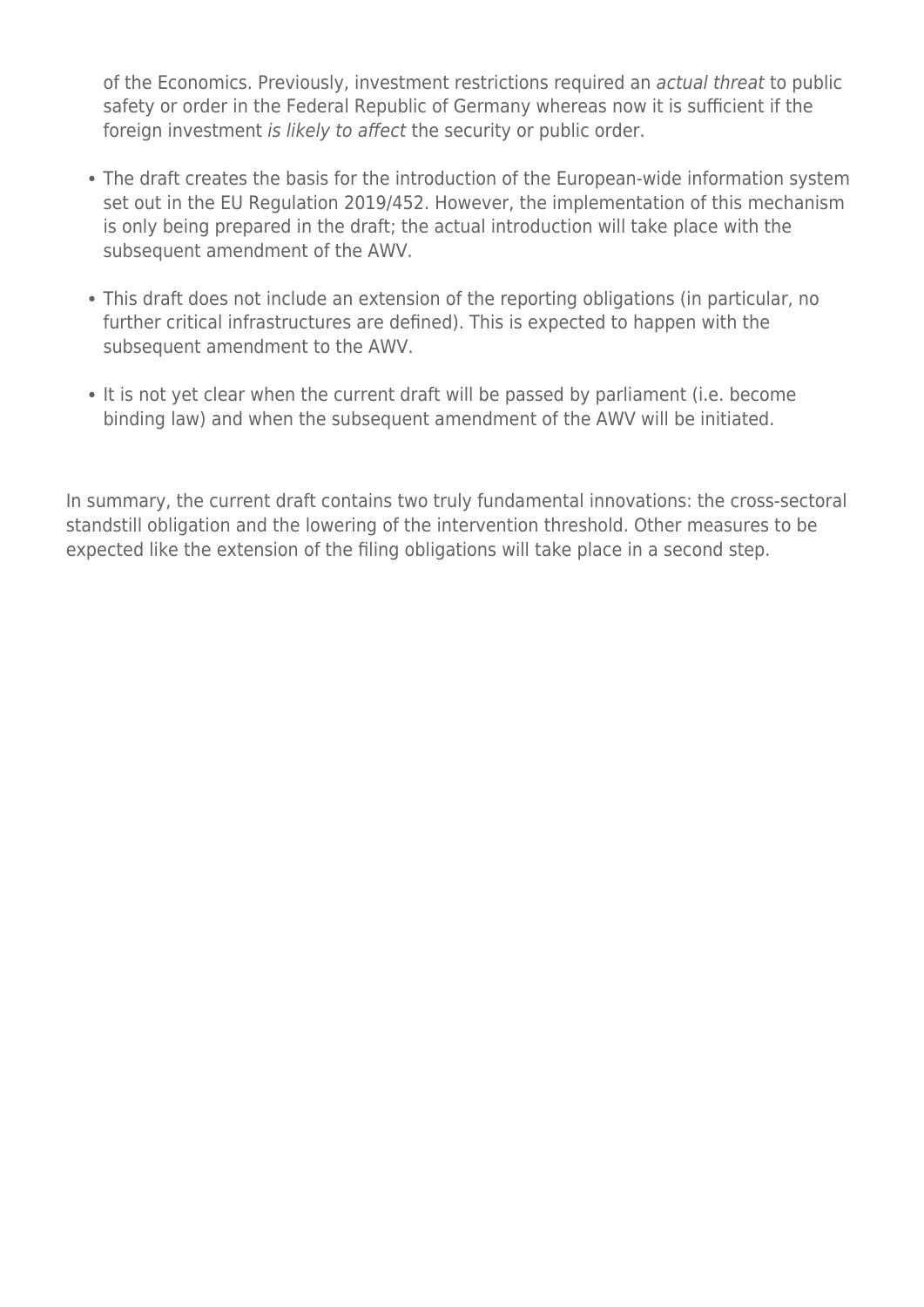of the Economics. Previously, investment restrictions required an *actual threat* to public safety or order in the Federal Republic of Germany whereas now it is sufficient if the foreign investment *is likely to affect* the security or public order.

- The draft creates the basis for the introduction of the European-wide information system set out in the EU Regulation 2019/452. However, the implementation of this mechanism is only being prepared in the draft; the actual introduction will take place with the subsequent amendment of the AWV.
- This draft does not include an extension of the reporting obligations (in particular, no further critical infrastructures are defined). This is expected to happen with the subsequent amendment to the AWV.
- It is not yet clear when the current draft will be passed by parliament (i.e. become binding law) and when the subsequent amendment of the AWV will be initiated.

In summary, the current draft contains two truly fundamental innovations: the cross-sectoral standstill obligation and the lowering of the intervention threshold. Other measures to be expected like the extension of the filing obligations will take place in a second step.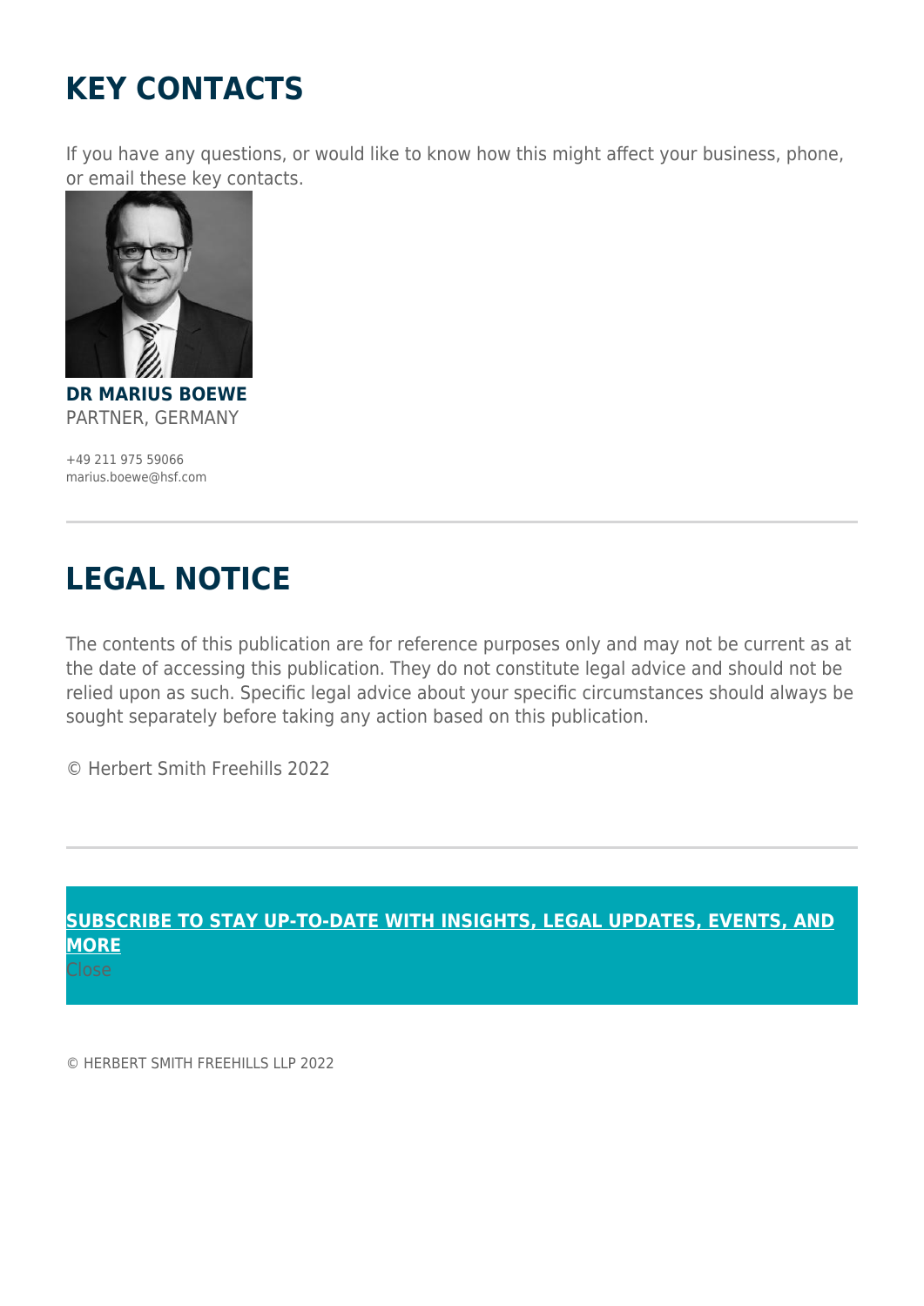## KEY CONTACTS

If you have any questions, or would like to know how this might affect your business, phone, or email these key contacts.

**DR MARIUS BOEWE**
PARTNER, GERMANY

+49 211 975 59066
marius.boewe@hsf.com

---

## LEGAL NOTICE

The contents of this publication are for reference purposes only and may not be current as at the date of accessing this publication. They do not constitute legal advice and should not be relied upon as such. Specific legal advice about your specific circumstances should always be sought separately before taking any action based on this publication.

© Herbert Smith Freehills 2022

---

**SUBSCRIBE TO STAY UP-TO-DATE WITH INSIGHTS, LEGAL UPDATES, EVENTS, AND MORE**
Close

© HERBERT SMITH FREEHILLS LLP 2022